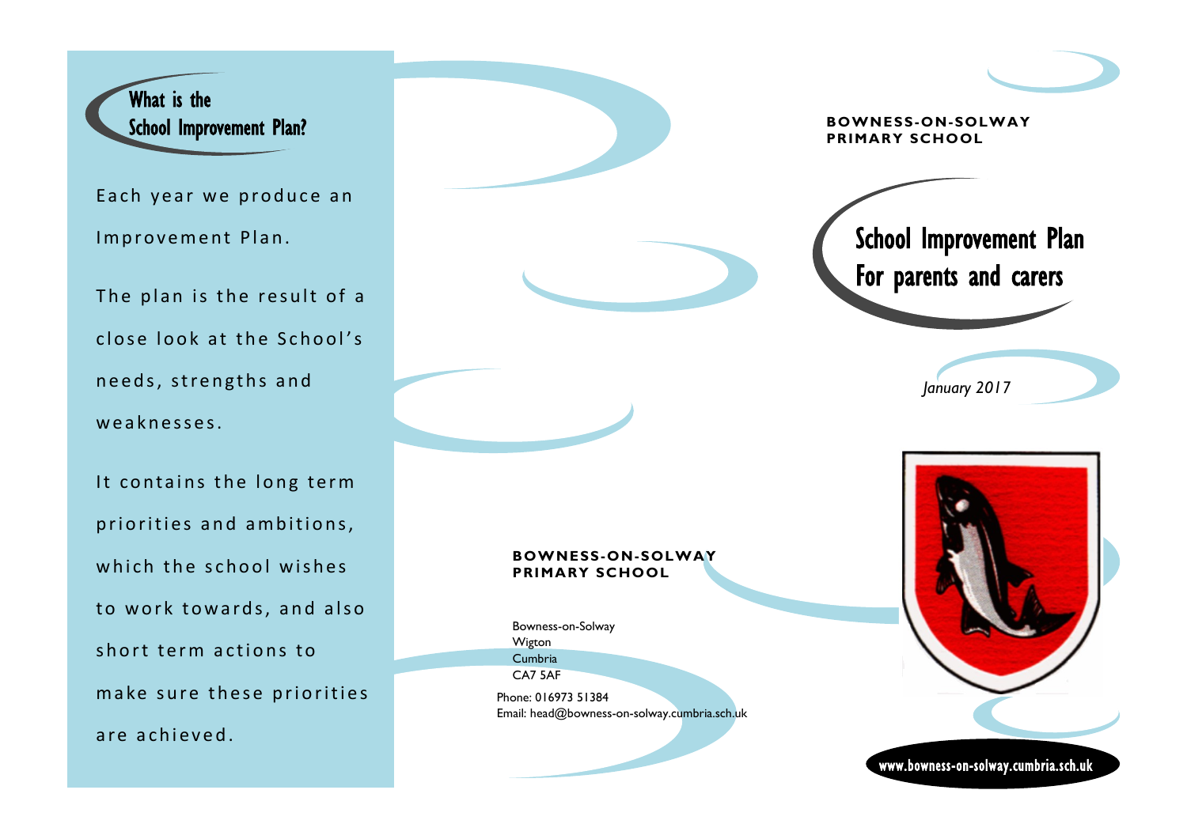## What is the School Improvement Plan?

Each year we produce an Improvement Plan.

The plan is the result of a close look at the School's needs, strengths and weaknesses.

It contains the long term priorities and ambitions, which the school wishes to work towards, and also short term actions to make sure these priorities are achieved.

**BOWNESS-ON-SOLWAY PRIMARY SCHOOL**

Bowness-on-Solway
Wigton
Cumbria
CA7 5AF

Phone: 016973 51384
Email: head@bowness-on-solway.cumbria.sch.uk

**BOWNESS-ON-SOLWAY PRIMARY SCHOOL**

# School Improvement Plan For parents and carers

*January 2017*

www.bowness-on-solway.cumbria.sch.uk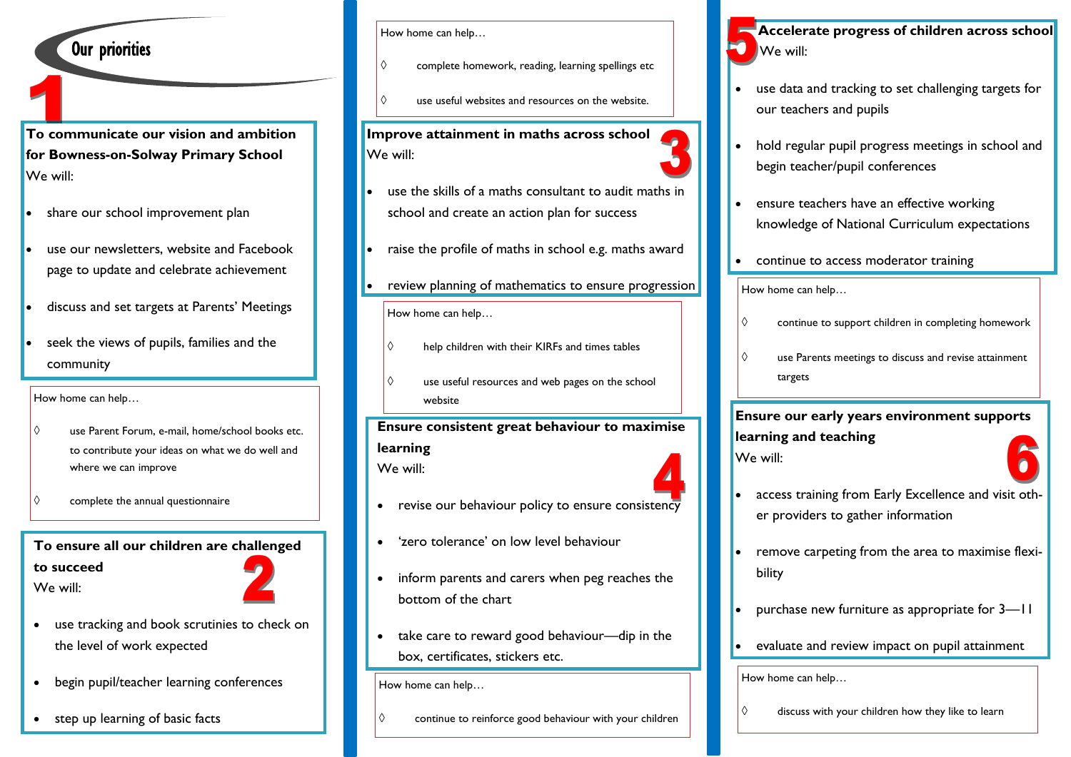# Our priorities

## 1 To communicate our vision and ambition for Bowness-on-Solway Primary School

We will:

- share our school improvement plan
- use our newsletters, website and Facebook page to update and celebrate achievement
- discuss and set targets at Parents' Meetings
- seek the views of pupils, families and the community

How home can help…

◊ use Parent Forum, e-mail, home/school books etc. to contribute your ideas on what we do well and where we can improve

◊ complete the annual questionnaire

## 2 To ensure all our children are challenged to succeed

We will:

- use tracking and book scrutinies to check on the level of work expected
- begin pupil/teacher learning conferences
- step up learning of basic facts

How home can help…

◊ complete homework, reading, learning spellings etc

◊ use useful websites and resources on the website.

## 3 Improve attainment in maths across school

We will:

- use the skills of a maths consultant to audit maths in school and create an action plan for success
- raise the profile of maths in school e.g. maths award
- review planning of mathematics to ensure progression

How home can help…

◊ help children with their KIRFs and times tables

◊ use useful resources and web pages on the school website

## 4 Ensure consistent great behaviour to maximise learning

We will:

- revise our behaviour policy to ensure consistency
- 'zero tolerance' on low level behaviour
- inform parents and carers when peg reaches the bottom of the chart
- take care to reward good behaviour—dip in the box, certificates, stickers etc.

How home can help…

◊ continue to reinforce good behaviour with your children

## 5 Accelerate progress of children across school

We will:

- use data and tracking to set challenging targets for our teachers and pupils
- hold regular pupil progress meetings in school and begin teacher/pupil conferences
- ensure teachers have an effective working knowledge of National Curriculum expectations
- continue to access moderator training

How home can help…

◊ continue to support children in completing homework

◊ use Parents meetings to discuss and revise attainment targets

## 6 Ensure our early years environment supports learning and teaching

We will:

- access training from Early Excellence and visit other providers to gather information
- remove carpeting from the area to maximise flexibility
- purchase new furniture as appropriate for 3—11
- evaluate and review impact on pupil attainment

How home can help…

◊ discuss with your children how they like to learn